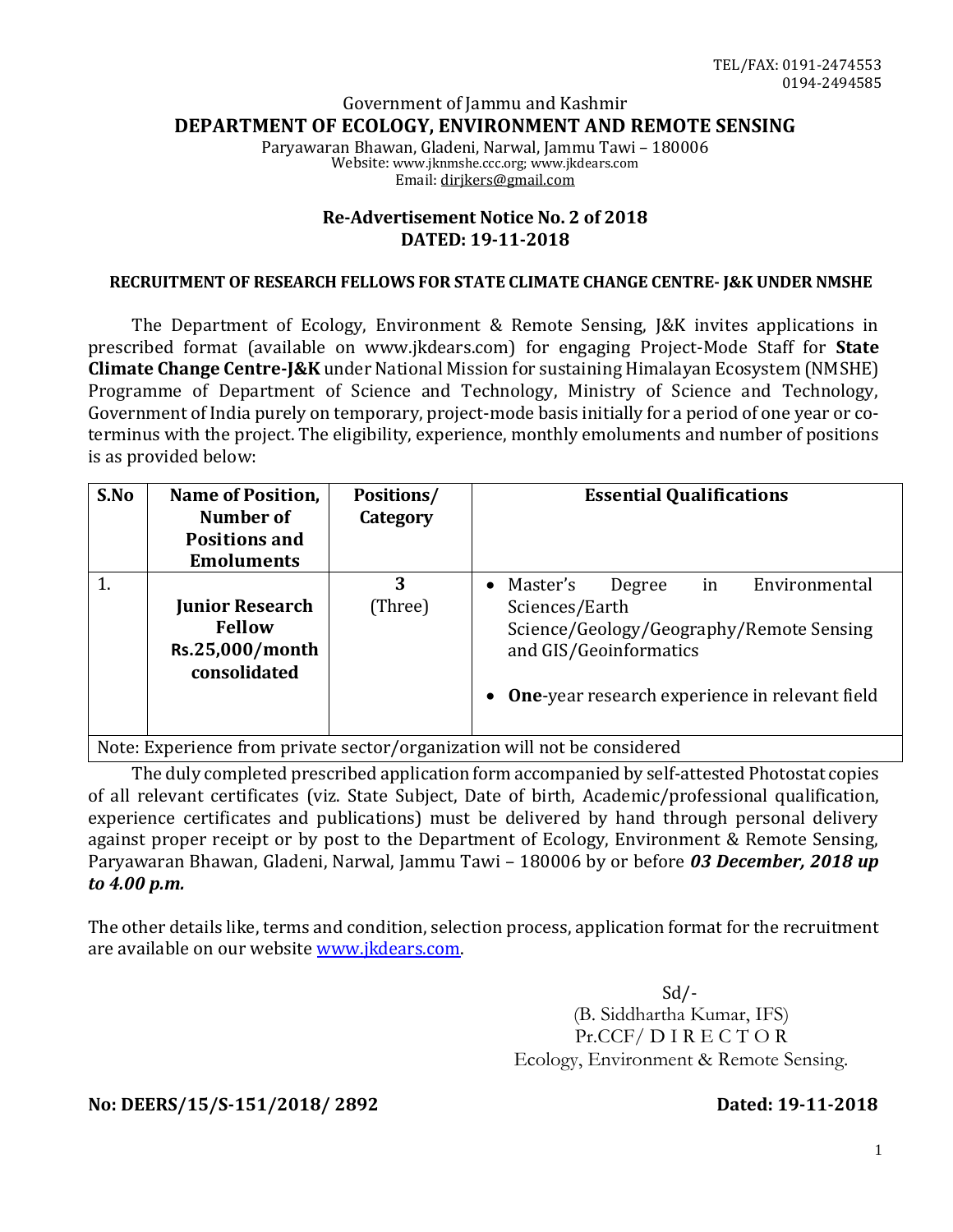TEL/FAX: 0191-2474553
0194-2494585

Government of Jammu and Kashmir

# DEPARTMENT OF ECOLOGY, ENVIRONMENT AND REMOTE SENSING

Paryawaran Bhawan, Gladeni, Narwal, Jammu Tawi – 180006
Website: www.jknmshe.ccc.org; www.jkdears.com
Email: dirjkers@gmail.com

## Re-Advertisement Notice No. 2 of 2018
## DATED: 19-11-2018

### RECRUITMENT OF RESEARCH FELLOWS FOR STATE CLIMATE CHANGE CENTRE- J&K UNDER NMSHE

The Department of Ecology, Environment & Remote Sensing, J&K invites applications in prescribed format (available on www.jkdears.com) for engaging Project-Mode Staff for **State Climate Change Centre-J&K** under National Mission for sustaining Himalayan Ecosystem (NMSHE) Programme of Department of Science and Technology, Ministry of Science and Technology, Government of India purely on temporary, project-mode basis initially for a period of one year or co-terminus with the project. The eligibility, experience, monthly emoluments and number of positions is as provided below:

| S.No | Name of Position, Number of Positions and Emoluments | Positions/ Category | Essential Qualifications |
|---|---|---|---|
| 1. | **Junior Research Fellow Rs.25,000/month consolidated** | **3** (Three) | • Master's Degree in Environmental Sciences/Earth Science/Geology/Geography/Remote Sensing and GIS/Geoinformatics<br>• **One**-year research experience in relevant field |
| Note: Experience from private sector/organization will not be considered | | | |

The duly completed prescribed application form accompanied by self-attested Photostat copies of all relevant certificates (viz. State Subject, Date of birth, Academic/professional qualification, experience certificates and publications) must be delivered by hand through personal delivery against proper receipt or by post to the Department of Ecology, Environment & Remote Sensing, Paryawaran Bhawan, Gladeni, Narwal, Jammu Tawi – 180006 by or before ***03 December, 2018 up to 4.00 p.m.***

The other details like, terms and condition, selection process, application format for the recruitment are available on our website www.jkdears.com.

Sd/-
(B. Siddhartha Kumar, IFS)
Pr.CCF/ D I R E C T O R
Ecology, Environment & Remote Sensing.

**No: DEERS/15/S-151/2018/ 2892** **Dated: 19-11-2018**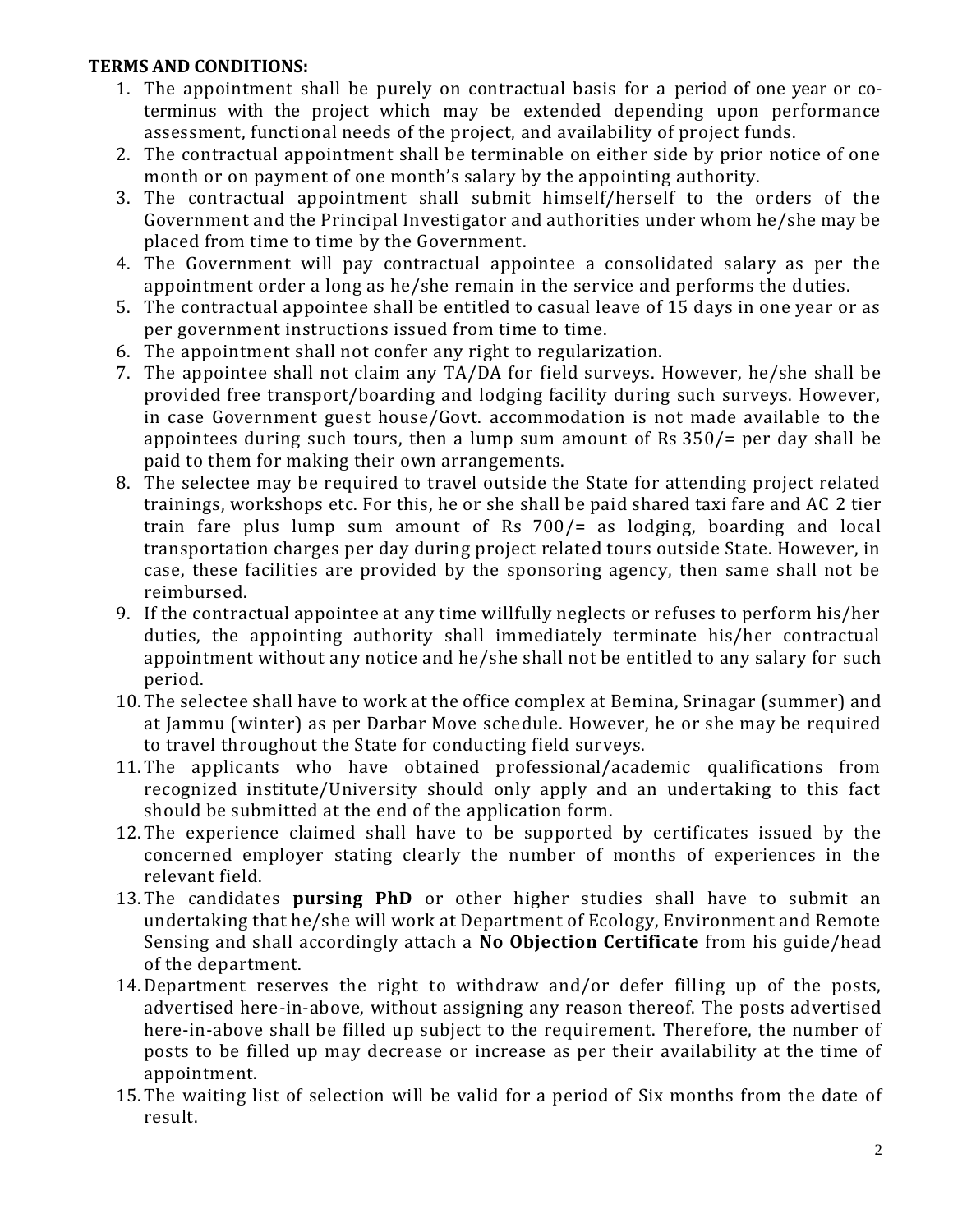**TERMS AND CONDITIONS:**

1. The appointment shall be purely on contractual basis for a period of one year or co-terminus with the project which may be extended depending upon performance assessment, functional needs of the project, and availability of project funds.
2. The contractual appointment shall be terminable on either side by prior notice of one month or on payment of one month's salary by the appointing authority.
3. The contractual appointment shall submit himself/herself to the orders of the Government and the Principal Investigator and authorities under whom he/she may be placed from time to time by the Government.
4. The Government will pay contractual appointee a consolidated salary as per the appointment order a long as he/she remain in the service and performs the duties.
5. The contractual appointee shall be entitled to casual leave of 15 days in one year or as per government instructions issued from time to time.
6. The appointment shall not confer any right to regularization.
7. The appointee shall not claim any TA/DA for field surveys. However, he/she shall be provided free transport/boarding and lodging facility during such surveys. However, in case Government guest house/Govt. accommodation is not made available to the appointees during such tours, then a lump sum amount of Rs 350/= per day shall be paid to them for making their own arrangements.
8. The selectee may be required to travel outside the State for attending project related trainings, workshops etc. For this, he or she shall be paid shared taxi fare and AC 2 tier train fare plus lump sum amount of Rs 700/= as lodging, boarding and local transportation charges per day during project related tours outside State. However, in case, these facilities are provided by the sponsoring agency, then same shall not be reimbursed.
9. If the contractual appointee at any time willfully neglects or refuses to perform his/her duties, the appointing authority shall immediately terminate his/her contractual appointment without any notice and he/she shall not be entitled to any salary for such period.
10. The selectee shall have to work at the office complex at Bemina, Srinagar (summer) and at Jammu (winter) as per Darbar Move schedule. However, he or she may be required to travel throughout the State for conducting field surveys.
11. The applicants who have obtained professional/academic qualifications from recognized institute/University should only apply and an undertaking to this fact should be submitted at the end of the application form.
12. The experience claimed shall have to be supported by certificates issued by the concerned employer stating clearly the number of months of experiences in the relevant field.
13. The candidates **pursing PhD** or other higher studies shall have to submit an undertaking that he/she will work at Department of Ecology, Environment and Remote Sensing and shall accordingly attach a **No Objection Certificate** from his guide/head of the department.
14. Department reserves the right to withdraw and/or defer filling up of the posts, advertised here-in-above, without assigning any reason thereof. The posts advertised here-in-above shall be filled up subject to the requirement. Therefore, the number of posts to be filled up may decrease or increase as per their availability at the time of appointment.
15. The waiting list of selection will be valid for a period of Six months from the date of result.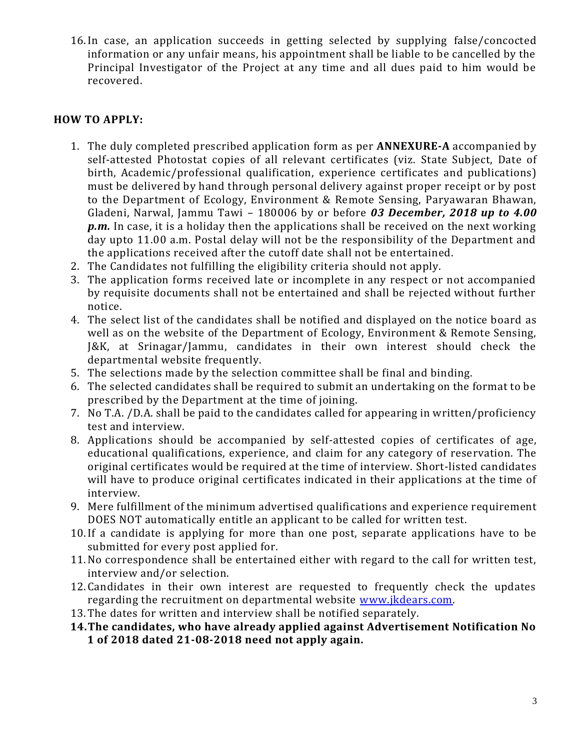16. In case, an application succeeds in getting selected by supplying false/concocted information or any unfair means, his appointment shall be liable to be cancelled by the Principal Investigator of the Project at any time and all dues paid to him would be recovered.

**HOW TO APPLY:**

1. The duly completed prescribed application form as per **ANNEXURE-A** accompanied by self-attested Photostat copies of all relevant certificates (viz. State Subject, Date of birth, Academic/professional qualification, experience certificates and publications) must be delivered by hand through personal delivery against proper receipt or by post to the Department of Ecology, Environment & Remote Sensing, Paryawaran Bhawan, Gladeni, Narwal, Jammu Tawi – 180006 by or before ***03 December, 2018 up to 4.00 p.m.*** In case, it is a holiday then the applications shall be received on the next working day upto 11.00 a.m. Postal delay will not be the responsibility of the Department and the applications received after the cutoff date shall not be entertained.
2. The Candidates not fulfilling the eligibility criteria should not apply.
3. The application forms received late or incomplete in any respect or not accompanied by requisite documents shall not be entertained and shall be rejected without further notice.
4. The select list of the candidates shall be notified and displayed on the notice board as well as on the website of the Department of Ecology, Environment & Remote Sensing, J&K, at Srinagar/Jammu, candidates in their own interest should check the departmental website frequently.
5. The selections made by the selection committee shall be final and binding.
6. The selected candidates shall be required to submit an undertaking on the format to be prescribed by the Department at the time of joining.
7. No T.A. /D.A. shall be paid to the candidates called for appearing in written/proficiency test and interview.
8. Applications should be accompanied by self-attested copies of certificates of age, educational qualifications, experience, and claim for any category of reservation. The original certificates would be required at the time of interview. Short-listed candidates will have to produce original certificates indicated in their applications at the time of interview.
9. Mere fulfillment of the minimum advertised qualifications and experience requirement DOES NOT automatically entitle an applicant to be called for written test.
10. If a candidate is applying for more than one post, separate applications have to be submitted for every post applied for.
11. No correspondence shall be entertained either with regard to the call for written test, interview and/or selection.
12. Candidates in their own interest are requested to frequently check the updates regarding the recruitment on departmental website www.jkdears.com.
13. The dates for written and interview shall be notified separately.
14. **The candidates, who have already applied against Advertisement Notification No 1 of 2018 dated 21-08-2018 need not apply again.**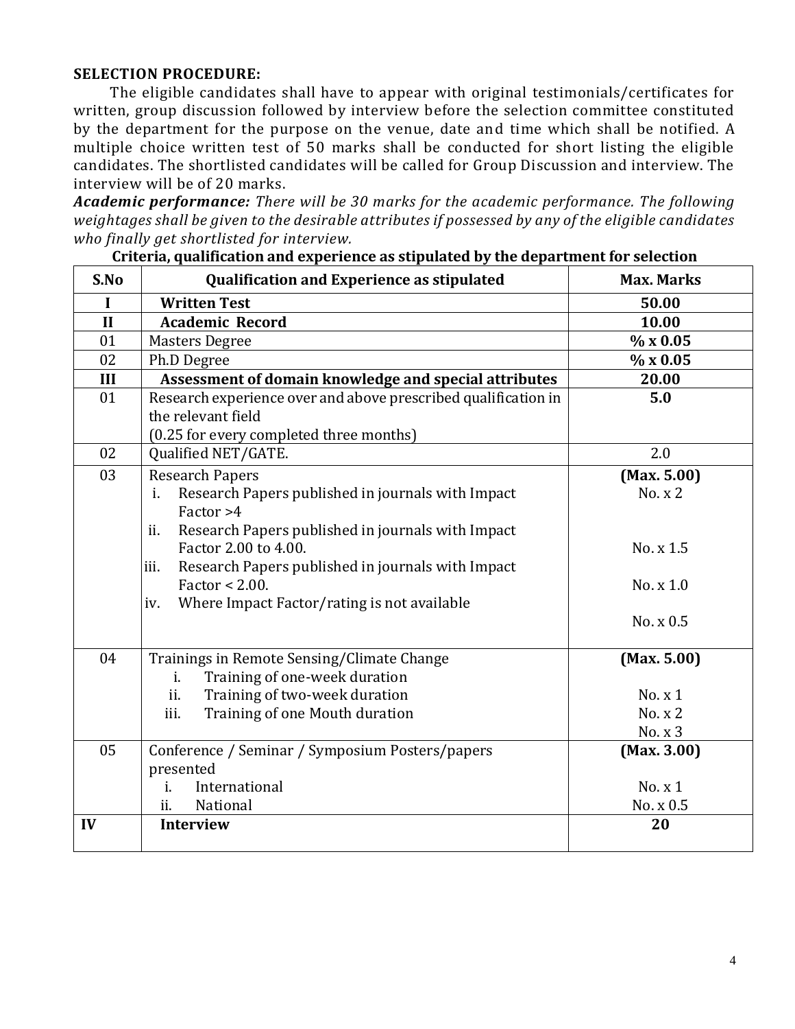**SELECTION PROCEDURE:**

The eligible candidates shall have to appear with original testimonials/certificates for written, group discussion followed by interview before the selection committee constituted by the department for the purpose on the venue, date and time which shall be notified. A multiple choice written test of 50 marks shall be conducted for short listing the eligible candidates. The shortlisted candidates will be called for Group Discussion and interview. The interview will be of 20 marks.

***Academic performance:*** *There will be 30 marks for the academic performance. The following weightages shall be given to the desirable attributes if possessed by any of the eligible candidates who finally get shortlisted for interview.*

**Criteria, qualification and experience as stipulated by the department for selection**

| S.No | Qualification and Experience as stipulated | Max. Marks |
|---|---|---|
| **I** | **Written Test** | **50.00** |
| **II** | **Academic Record** | **10.00** |
| 01 | Masters Degree | **% x 0.05** |
| 02 | Ph.D Degree | **% x 0.05** |
| **III** | **Assessment of domain knowledge and special attributes** | **20.00** |
| 01 | Research experience over and above prescribed qualification in the relevant field (0.25 for every completed three months) | **5.0** |
| 02 | Qualified NET/GATE. | 2.0 |
| 03 | Research Papers | **(Max. 5.00)** |
| | i. Research Papers published in journals with Impact Factor >4 | No. x 2 |
| | ii. Research Papers published in journals with Impact Factor 2.00 to 4.00. | No. x 1.5 |
| | iii. Research Papers published in journals with Impact Factor < 2.00. | No. x 1.0 |
| | iv. Where Impact Factor/rating is not available | No. x 0.5 |
| 04 | Trainings in Remote Sensing/Climate Change | **(Max. 5.00)** |
| | i. Training of one-week duration | No. x 1 |
| | ii. Training of two-week duration | No. x 2 |
| | iii. Training of one Mouth duration | No. x 3 |
| 05 | Conference / Seminar / Symposium Posters/papers presented | **(Max. 3.00)** |
| | i. International | No. x 1 |
| | ii. National | No. x 0.5 |
| **IV** | **Interview** | **20** |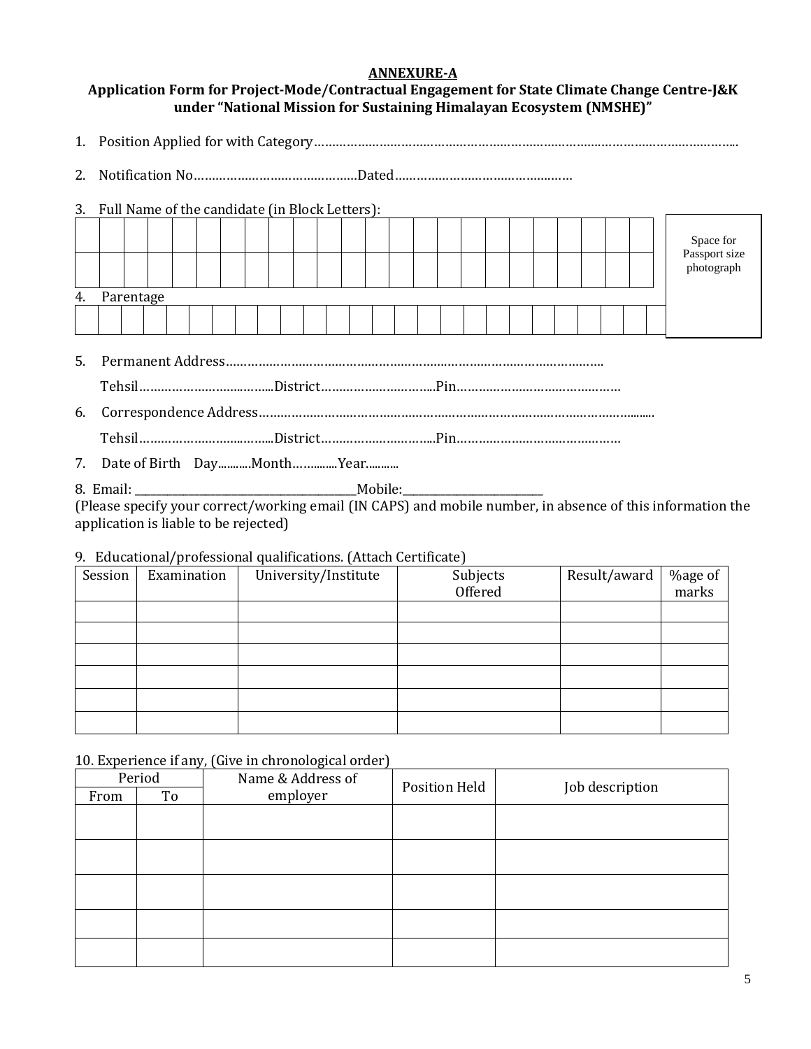**ANNEXURE-A**

**Application Form for Project-Mode/Contractual Engagement for State Climate Change Centre-J&K under "National Mission for Sustaining Himalayan Ecosystem (NMSHE)"**

1. Position Applied for with Category……………………………………………………………………………………………………

2. Notification No……………………………………….Dated…………………………………………

3. Full Name of the candidate (in Block Letters):

| | | | | | | | | | | | | | | | | | | | | | | | |
|---|---|---|---|---|---|---|---|---|---|---|---|---|---|---|---|---|---|---|---|---|---|---|---|
| | | | | | | | | | | | | | | | | | | | | | | | |

Space for Passport size photograph

4. Parentage

| | | | | | | | | | | | | | | | | | | | | | | | | |
|---|---|---|---|---|---|---|---|---|---|---|---|---|---|---|---|---|---|---|---|---|---|---|---|---|

5. Permanent Address…………………………………………………………………………………………

   Tehsil…………………………….District…………………………Pin………………………………………

6. Correspondence Address…………………………………………………………………………………………

   Tehsil…………………………….District…………………………Pin………………………………………

7. Date of Birth Day..........Month…….......Year...........

8. Email: ______________________________Mobile:____________________

(Please specify your correct/working email (IN CAPS) and mobile number, in absence of this information the application is liable to be rejected)

9. Educational/professional qualifications. (Attach Certificate)

| Session | Examination | University/Institute | Subjects Offered | Result/award | %age of marks |
|---|---|---|---|---|---|
| | | | | | |
| | | | | | |
| | | | | | |
| | | | | | |
| | | | | | |
| | | | | | |

10. Experience if any, (Give in chronological order)

| Period | | Name & Address of employer | Position Held | Job description |
|---|---|---|---|---|
| From | To | | | |
| | | | | |
| | | | | |
| | | | | |
| | | | | |
| | | | | |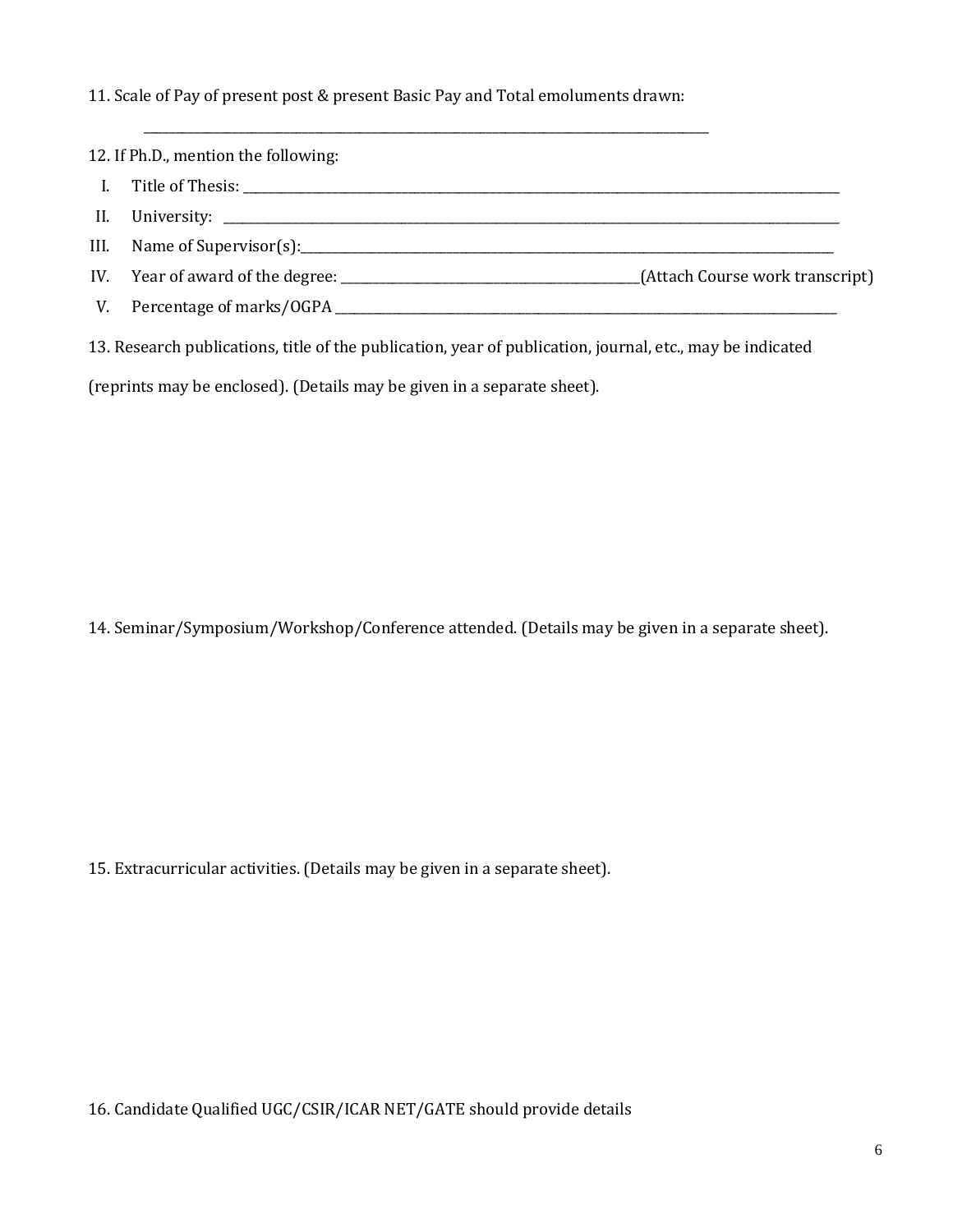11. Scale of Pay of present post & present Basic Pay and Total emoluments drawn:

___________________________________________________________________________________

12. If Ph.D., mention the following:

I. Title of Thesis: ___________________________________________________________________________

II. University: ______________________________________________________________________________

III. Name of Supervisor(s):_____________________________________________________________________

IV. Year of award of the degree: _______________________________(Attach Course work transcript)

V. Percentage of marks/OGPA ____________________________________________________________

13. Research publications, title of the publication, year of publication, journal, etc., may be indicated (reprints may be enclosed). (Details may be given in a separate sheet).

14. Seminar/Symposium/Workshop/Conference attended. (Details may be given in a separate sheet).

15. Extracurricular activities. (Details may be given in a separate sheet).

16. Candidate Qualified UGC/CSIR/ICAR NET/GATE should provide details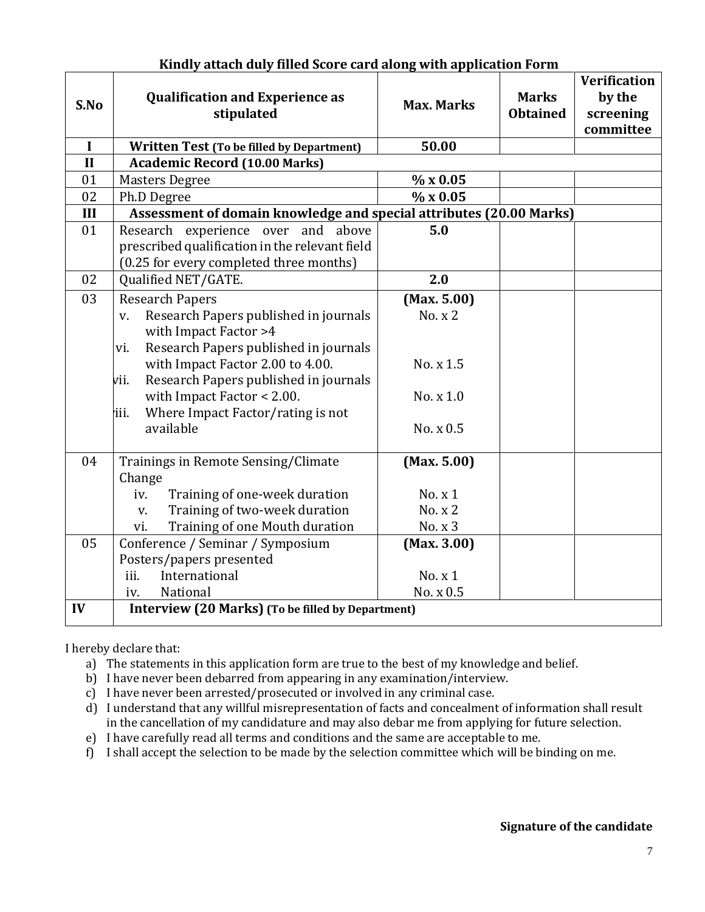**Kindly attach duly filled Score card along with application Form**

| S.No | Qualification and Experience as stipulated | Max. Marks | Marks Obtained | Verification by the screening committee |
|---|---|---|---|---|
| **I** | **Written Test (To be filled by Department)** | **50.00** | | |
| **II** | **Academic Record (10.00 Marks)** | | | |
| 01 | Masters Degree | **% x 0.05** | | |
| 02 | Ph.D Degree | **% x 0.05** | | |
| **III** | **Assessment of domain knowledge and special attributes (20.00 Marks)** | | | |
| 01 | Research experience over and above prescribed qualification in the relevant field (0.25 for every completed three months) | **5.0** | | |
| 02 | Qualified NET/GATE. | **2.0** | | |
| 03 | Research Papers<br>v. Research Papers published in journals with Impact Factor >4<br>vi. Research Papers published in journals with Impact Factor 2.00 to 4.00.<br>vii. Research Papers published in journals with Impact Factor < 2.00.<br>viii. Where Impact Factor/rating is not available | **(Max. 5.00)**<br>No. x 2<br>No. x 1.5<br>No. x 1.0<br>No. x 0.5 | | |
| 04 | Trainings in Remote Sensing/Climate Change<br>iv. Training of one-week duration<br>v. Training of two-week duration<br>vi. Training of one Mouth duration | **(Max. 5.00)**<br>No. x 1<br>No. x 2<br>No. x 3 | | |
| 05 | Conference / Seminar / Symposium Posters/papers presented<br>iii. International<br>iv. National | **(Max. 3.00)**<br>No. x 1<br>No. x 0.5 | | |
| **IV** | **Interview (20 Marks) (To be filled by Department)** | | | |

I hereby declare that:

a) The statements in this application form are true to the best of my knowledge and belief.
b) I have never been debarred from appearing in any examination/interview.
c) I have never been arrested/prosecuted or involved in any criminal case.
d) I understand that any willful misrepresentation of facts and concealment of information shall result in the cancellation of my candidature and may also debar me from applying for future selection.
e) I have carefully read all terms and conditions and the same are acceptable to me.
f) I shall accept the selection to be made by the selection committee which will be binding on me.

**Signature of the candidate**